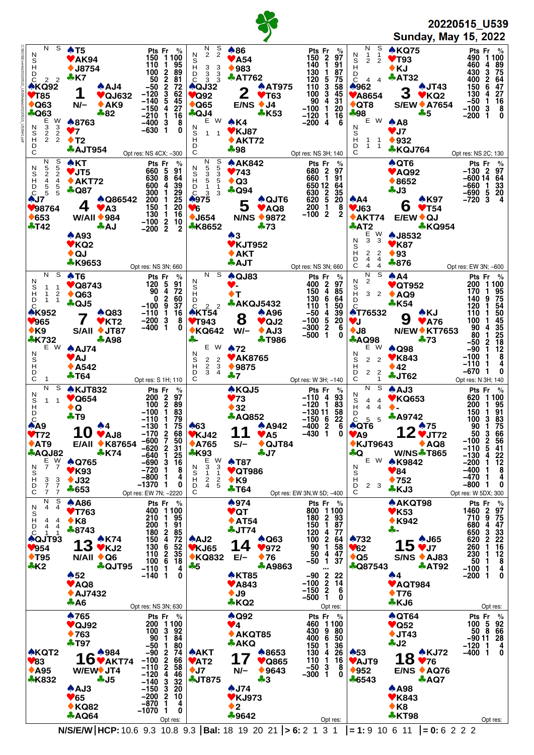# 20220515_U539

**Sunday, May 15, 2022**

## Board 1 — N/−

- North: ♠T5 ♥AK94 ♦J8754 ♣K7
- West: ♠KQ92 ♥T85 ♦Q63 ♣Q63
- East: ♠AJ4 ♥QJ632 ♦AK9 ♣82
- South: ♠8763 ♥7 ♦T2 ♣AJT954

Makeable (N S): C 2 2
Makeable (E W): N 3 3; S 2 2; H 2 2

| Pts | Fr | % |
|---|---|---|
| 150 | 1 | 100 |
| 110 | 1 | 95 |
| 100 | 2 | 89 |
| 50 | 2 | 81 |
| −50 | 2 | 72 |
| −120 | 3 | 62 |
| −140 | 5 | 45 |
| −150 | 4 | 27 |
| −210 | 1 | 16 |
| −400 | 3 | 8 |
| −630 | 1 | 0 |

Opt res: NS 4CX; −300

## Board 2 — E/NS

- North: ♠86 ♥A54 ♦983 ♣AT762
- West: ♠QJ32 ♥Q92 ♦Q65 ♣QJ4
- East: ♠AT975 ♥T63 ♦J4 ♣K53
- South: ♠K4 ♥KJ87 ♦AKT72 ♣98

Makeable (N S): N 2 2; H 3 3; D 3 3; C 3 3
Makeable (E W): N 1 1

| Pts | Fr | % |
|---|---|---|
| 150 | 2 | 97 |
| 140 | 1 | 91 |
| 130 | 1 | 87 |
| 120 | 5 | 75 |
| 110 | 3 | 58 |
| 100 | 3 | 45 |
| 90 | 4 | 31 |
| −100 | 1 | 20 |
| −120 | 1 | 16 |
| −200 | 4 | 6 |

Opt res: NS 3H; 140

## Board 3 — S/EW

- North: ♠KQ75 ♥T93 ♦KJ ♣AT32
- West: ♠962 ♥A8654 ♦QT8 ♣98
- East: ♠JT43 ♥KQ2 ♦A7654 ♣5
- South: ♠A8 ♥J7 ♦932 ♣KQJ764

Makeable (N S): N 1 1; S 2 2; C 4 4
Makeable (E W): H 1 1; D 1 1

| Pts | Fr | % |
|---|---|---|
| 490 | 1 | 100 |
| 460 | 4 | 89 |
| 430 | 3 | 75 |
| 400 | 2 | 64 |
| 150 | 6 | 47 |
| 130 | 4 | 27 |
| −50 | 1 | 16 |
| −100 | 3 | 8 |
| −200 | 1 | 0 |

Opt res: NS 2C; 130

## Board 4 — W/All

- North: ♠KT ♥JT5 ♦AKT72 ♣Q87
- West: ♠J7 ♥98764 ♦653 ♣T42
- East: ♠Q86542 ♥A3 ♦984 ♣AJ
- South: ♠A93 ♥KQ2 ♦QJ ♣K9653

Makeable (N S): N 5 5; S 2 2; H 4 4; D 5 5; C 5 5

| Pts | Fr | % |
|---|---|---|
| 660 | 5 | 91 |
| 630 | 8 | 64 |
| 600 | 4 | 39 |
| 300 | 1 | 29 |
| 200 | 1 | 25 |
| 150 | 1 | 20 |
| 130 | 1 | 16 |
| −100 | 2 | 10 |
| −200 | 2 | 2 |

Opt res: NS 3N; 660

## Board 5 — N/NS

- North: ♠AK842 ♥743 ♦Q3 ♣Q94
- West: ♠975 ♥6 ♦J654 ♣K8652
- East: ♠QJT6 ♥AQ8 ♦9872 ♣73
- South: ♠3 ♥KJT952 ♦AKT ♣AJT

Makeable (N S): N 5 5; S 3 3; H 5 5; D 1 1; C 3 3

| Pts | Fr | % |
|---|---|---|
| 680 | 2 | 97 |
| 660 | 1 | 91 |
| 650 | 12 | 64 |
| 630 | 2 | 35 |
| 620 | 5 | 20 |
| 200 | 1 | 8 |
| −100 | 2 | 2 |

Opt res: NS 3N; 660

## Board 6 — E/EW

- North: ♠QT6 ♥AQ92 ♦8652 ♣J3
- West: ♠A4 ♥J63 ♦AKT74 ♣AT2
- East: ♠K97 ♥T54 ♦QJ ♣KQ954
- South: ♠J8532 ♥K87 ♦93 ♣876

Makeable (E W): N 3 3; H 2 2; D 4 4; C 4 4

| Pts | Fr | % |
|---|---|---|
| −130 | 2 | 97 |
| −600 | 14 | 64 |
| −660 | 1 | 33 |
| −690 | 5 | 20 |
| −720 | 3 | 4 |

Opt res: EW 3N; −600

## Board 7 — S/All

- North: ♠T6 ♥Q8743 ♦Q63 ♣QJ5
- West: ♠K952 ♥965 ♦K9 ♣K732
- East: ♠Q83 ♥KT2 ♦JT87 ♣A98
- South: ♠AJ74 ♥AJ ♦A542 ♣T64

Makeable (N S): S 1 1; H 1 2; D 1 1
Makeable (E W): C 1

| Pts | Fr | % |
|---|---|---|
| 120 | 5 | 91 |
| 90 | 4 | 72 |
| 0 | 2 | 60 |
| −100 | 9 | 37 |
| −110 | 1 | 16 |
| −200 | 3 | 8 |
| −400 | 1 | 0 |

Opt res: S 1H; 110

## Board 8 — W/−

- North: ♠QJ83 ♥- ♦T ♣AKQJ5432
- West: ♠KT54 ♥T943 ♦KQ642 ♣-
- East: ♠A96 ♥QJ2 ♦AJ3 ♣T986
- South: ♠72 ♥AK8765 ♦9875 ♣7

Makeable (N S): C 2 2
Makeable (E W): S 2 2; H 2 3; D 3 4

| Pts | Fr | % |
|---|---|---|
| 400 | 2 | 97 |
| 150 | 4 | 85 |
| 130 | 6 | 64 |
| 110 | 1 | 50 |
| −50 | 4 | 39 |
| −100 | 5 | 20 |
| −300 | 2 | 6 |
| −500 | 1 | 0 |

Opt res: W 3H; −140

## Board 9 — N/EW

- North: ♠A4 ♥QT952 ♦AQ9 ♣K54
- West: ♠T76532 ♥J ♦J8 ♣AQ98
- East: ♠KJ ♥A76 ♦KT7653 ♣73
- South: ♠Q98 ♥K843 ♦42 ♣JT62

Makeable (N S): N 2; H 3 2
Makeable (E W): S 2 2; D 2 2; C 1

| Pts | Fr | % |
|---|---|---|
| 200 | 1 | 100 |
| 170 | 1 | 95 |
| 140 | 9 | 75 |
| 120 | 1 | 54 |
| 110 | 1 | 50 |
| 100 | 1 | 45 |
| 90 | 4 | 35 |
| 80 | 1 | 25 |
| −50 | 2 | 18 |
| −90 | 1 | 12 |
| −100 | 1 | 8 |
| −110 | 1 | 4 |
| −670 | 1 | 0 |

Opt res: N 3H; 140

## Board 10 — E/All

- North: ♠KJT832 ♥Q654 ♦Q ♣T9
- West: ♠A9 ♥T72 ♦AT9 ♣AQJ82
- East: ♠4 ♥AJ8 ♦K87654 ♣K74
- South: ♠Q765 ♥K93 ♦J32 ♣653

Makeable (N S): S 1 1
Makeable (E W): N 7 7; H 3 3; D 7 7; C 7 7

| Pts | Fr | % |
|---|---|---|
| 200 | 2 | 97 |
| 100 | 2 | 89 |
| −100 | 1 | 83 |
| −110 | 1 | 79 |
| −130 | 1 | 75 |
| −170 | 2 | 68 |
| −600 | 7 | 50 |
| −620 | 2 | 31 |
| −640 | 1 | 25 |
| −690 | 3 | 16 |
| −720 | 1 | 8 |
| −800 | 1 | 4 |
| −1370 | 1 | 0 |

Opt res: EW 7N; −2220

## Board 11 — S/−

- North: ♠KQJ5 ♥73 ♦32 ♣AQ852
- West: ♠63 ♥KJ42 ♦A765 ♣K93
- East: ♠A942 ♥A5 ♦QJT84 ♣J7
- South: ♠T87 ♥QT986 ♦K9 ♣T64

Makeable (E W): N 3 3; S 1 1; H 2 2; D 4 5

| Pts | Fr | % |
|---|---|---|
| −110 | 4 | 93 |
| −120 | 1 | 83 |
| −130 | 11 | 58 |
| −150 | 6 | 22 |
| −400 | 2 | 6 |
| −430 | 1 | 0 |

Opt res: EW 3N,W 5D; −400

## Board 12 — W/NS

- North: ♠AJ3 ♥KQ653 ♦- ♣A9742
- West: ♠QT6 ♥A9 ♦KJT9643 ♣Q
- East: ♠75 ♥JT72 ♦AQ8 ♣T865
- South: ♠K9842 ♥84 ♦752 ♣KJ3

Makeable (N S): N 4 4; S 4 4; C 5 5
Makeable (E W): D 2 3

| Pts | Fr | % |
|---|---|---|
| 620 | 1 | 100 |
| 200 | 1 | 95 |
| 150 | 1 | 91 |
| 100 | 3 | 83 |
| 90 | 1 | 75 |
| 50 | 3 | 66 |
| −100 | 2 | 56 |
| −110 | 5 | 41 |
| −130 | 4 | 22 |
| −200 | 1 | 12 |
| −400 | 1 | 8 |
| −470 | 1 | 4 |
| −800 | 1 | 0 |

Opt res: W 5DX; 300

## Board 13 — N/All

- North: ♠A86 ♥T763 ♦K8 ♣8743
- West: ♠QJT93 ♥954 ♦T95 ♣K2
- East: ♠K74 ♥KJ2 ♦Q6 ♣QJT95
- South: ♠52 ♥AQ8 ♦AJ7432 ♣A6

Makeable (N S): N 4 4; H 4 4; D 4 4; C 1 1

| Pts | Fr | % |
|---|---|---|
| 400 | 1 | 100 |
| 210 | 1 | 95 |
| 200 | 1 | 91 |
| 180 | 2 | 85 |
| 150 | 4 | 72 |
| 130 | 6 | 52 |
| 110 | 2 | 35 |
| 100 | 6 | 18 |
| −110 | 1 | 4 |
| −140 | 1 | 0 |

Opt res: NS 3N; 630

## Board 14 — E/−

- North: ♠974 ♥QT ♦AT54 ♣JT74
- West: ♠AJ2 ♥KJ65 ♦KQ832 ♣5
- East: ♠Q63 ♥972 ♦76 ♣A9863
- South: ♠KT85 ♥A843 ♦J9 ♣KQ2

| Pts | Fr | % |
|---|---|---|
| 800 | 1 | 100 |
| 180 | 2 | 93 |
| 150 | 1 | 87 |
| 120 | 4 | 77 |
| 100 | 2 | 64 |
| 90 | 1 | 58 |
| 50 | 4 | 47 |
| −50 | 1 | 37 |
| ... | | |
| −90 | 2 | 22 |
| −100 | 2 | 14 |
| −150 | 2 | 6 |
| −500 | 1 | 0 |

Opt res:

## Board 15 — S/NS

- North: ♠AKQT98 ♥K53 ♦K942 ♣-
- West: ♠732 ♥62 ♦Q5 ♣Q87543
- East: ♠J65 ♥J7 ♦AJ83 ♣AT92
- South: ♠4 ♥AQT984 ♦T76 ♣KJ6

| Pts | Fr | % |
|---|---|---|
| 1460 | 2 | 97 |
| 710 | 9 | 75 |
| 680 | 4 | 47 |
| 650 | 3 | 33 |
| 620 | 2 | 22 |
| 260 | 1 | 16 |
| 230 | 1 | 12 |
| 50 | 1 | 8 |
| −100 | 1 | 4 |
| −200 | 1 | 0 |

Opt res:

## Board 16 — W/EW

- North: ♠765 ♥QJ92 ♦763 ♣T97
- West: ♠KQT2 ♥83 ♦A95 ♣K832
- East: ♠984 ♥AKT74 ♦JT4 ♣J5
- South: ♠AJ3 ♥65 ♦KQ82 ♣AQ64

| Pts | Fr | % |
|---|---|---|
| 200 | 1 | 100 |
| 100 | 3 | 92 |
| 90 | 1 | 84 |
| −50 | 1 | 80 |
| −90 | 2 | 74 |
| −100 | 2 | 66 |
| −110 | 2 | 58 |
| −120 | 4 | 46 |
| −140 | 3 | 32 |
| −150 | 3 | 20 |
| −200 | 2 | 10 |
| −870 | 1 | 4 |
| −1070 | 1 | 0 |

Opt res:

## Board 17 — N/−

- North: ♠Q92 ♥4 ♦AKQT85 ♣AKQ
- West: ♠AKT ♥AT2 ♦J7 ♣JT875
- East: ♠8653 ♥Q865 ♦9643 ♣3
- South: ♠J74 ♥KJ973 ♦2 ♣9642

| Pts | Fr | % |
|---|---|---|
| 460 | 1 | 100 |
| 430 | 9 | 80 |
| 400 | 6 | 50 |
| 150 | 1 | 36 |
| 130 | 4 | 26 |
| 110 | 1 | 16 |
| −50 | 3 | 8 |
| −300 | 1 | 0 |

Opt res:

## Board 18 — E/NS

- North: ♠QT64 ♥Q52 ♦JT43 ♣J2
- West: ♠53 ♥AJT9 ♦952 ♣6543
- East: ♠KJ72 ♥76 ♦AQ76 ♣AQ7
- South: ♠A98 ♥K843 ♦K8 ♣KT98

| Pts | Fr | % |
|---|---|---|
| 100 | 5 | 92 |
| 50 | 8 | 66 |
| −90 | 11 | 28 |
| −120 | 1 | 4 |
| −400 | 1 | 0 |

Opt res:

---

N/S/E/W | HCP: 10.6 9.3 10.8 9.3 | Bal: 18 19 20 21 | > 6: 2 1 3 1 | = 1: 9 10 6 11 | = 0: 6 2 2 2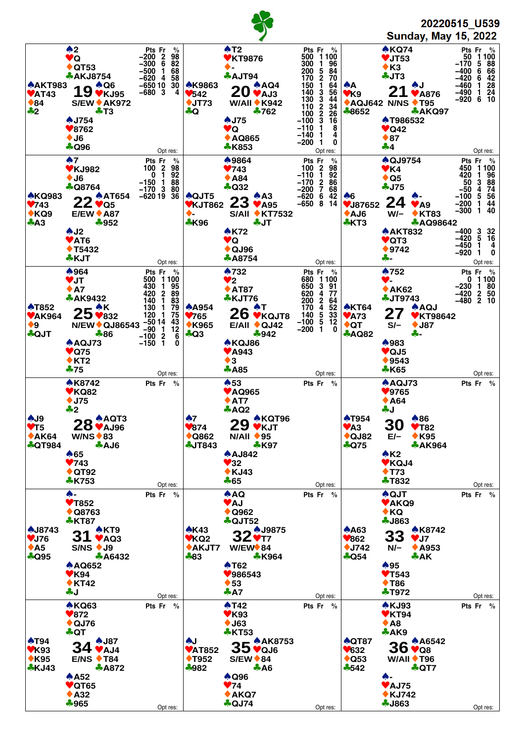# 20220515_U539

Sunday, May 15, 2022

## Board 19 — S/EW

North: ♠2 ♥Q ♦QT53 ♣AKJ8754
West: ♠AKT983 ♥AT43 ♦84 ♣2
East: ♠Q6 ♥KJ95 ♦AK972 ♣T3
South: ♠J754 ♥8762 ♦J6 ♣Q96

| Pts | Fr | % |
|---|---|---|
| −200 | 2 | 98 |
| −300 | 6 | 82 |
| −500 | 1 | 68 |
| −620 | 4 | 58 |
| −650 | 10 | 30 |
| −680 | 3 | 4 |

Opt res:

## Board 20 — W/All

North: ♠T2 ♥KT9876 ♦- ♣AJT94
West: ♠K9863 ♥542 ♦JT73 ♣Q
East: ♠AQ4 ♥AJ3 ♦K942 ♣762
South: ♠J75 ♥Q ♦AQ865 ♣K853

| Pts | Fr | % |
|---|---|---|
| 500 | 1 | 100 |
| 300 | 1 | 96 |
| 200 | 5 | 84 |
| 170 | 2 | 70 |
| 150 | 1 | 64 |
| 140 | 3 | 56 |
| 130 | 3 | 44 |
| 110 | 2 | 34 |
| 100 | 2 | 26 |
| −100 | 3 | 16 |
| −110 | 1 | 8 |
| −140 | 1 | 4 |
| −200 | 1 | 0 |

Opt res:

## Board 21 — N/NS

North: ♠KQ74 ♥JT53 ♦K3 ♣JT3
West: ♠A ♥K9 ♦AQJ642 ♣8652
East: ♠J ♥A876 ♦T95 ♣AKQ97
South: ♠T986532 ♥Q42 ♦87 ♣4

| Pts | Fr | % |
|---|---|---|
| 50 | 1 | 100 |
| −170 | 5 | 88 |
| −400 | 6 | 66 |
| −420 | 6 | 42 |
| −460 | 1 | 28 |
| −490 | 1 | 24 |
| −920 | 6 | 10 |

Opt res:

## Board 22 — E/EW

North: ♠7 ♥KJ982 ♦J6 ♣Q8764
West: ♠KQ983 ♥743 ♦KQ9 ♣A3
East: ♠AT654 ♥Q5 ♦A87 ♣952
South: ♠J2 ♥AT6 ♦T5432 ♣KJT

| Pts | Fr | % |
|---|---|---|
| 100 | 2 | 98 |
| 0 | 1 | 92 |
| −150 | 1 | 88 |
| −170 | 3 | 80 |
| −620 | 19 | 36 |

Opt res:

## Board 23 — S/All

North: ♠9864 ♥743 ♦A84 ♣Q32
West: ♠QJT5 ♥KJT862 ♦- ♣K96
East: ♠A3 ♥A95 ♦KT7532 ♣JT
South: ♠K72 ♥Q ♦QJ96 ♣A8754

| Pts | Fr | % |
|---|---|---|
| 100 | 2 | 98 |
| −110 | 1 | 92 |
| −170 | 2 | 86 |
| −200 | 7 | 68 |
| −620 | 6 | 42 |
| −650 | 8 | 14 |

Opt res:

## Board 24 — W/−

North: ♠QJ9754 ♥K4 ♦Q5 ♣J75
West: ♠6 ♥J87652 ♦AJ6 ♣KT3
East: ♠- ♥A9 ♦KT83 ♣AQ98642
South: ♠AKT832 ♥QT3 ♦9742 ♣-

| Pts | Fr | % |
|---|---|---|
| 450 | 1 | 100 |
| 420 | 1 | 96 |
| 50 | 3 | 88 |
| −50 | 4 | 74 |
| −100 | 5 | 56 |
| −200 | 1 | 44 |
| −300 | 1 | 40 |
| −400 | 3 | 32 |
| −420 | 5 | 16 |
| −450 | 1 | 4 |
| −920 | 1 | 0 |

Opt res:

## Board 25 — N/EW

North: ♠964 ♥JT ♦A7 ♣AK9432
West: ♠T852 ♥AK964 ♦9 ♣QJT
East: ♠K ♥832 ♦QJ86543 ♣86
South: ♠AQJ73 ♥Q75 ♦KT2 ♣75

| Pts | Fr | % |
|---|---|---|
| 500 | 1 | 100 |
| 430 | 1 | 95 |
| 420 | 2 | 89 |
| 140 | 1 | 83 |
| 130 | 1 | 79 |
| 120 | 1 | 75 |
| −50 | 14 | 43 |
| −90 | 1 | 12 |
| −100 | 2 | 6 |
| −150 | 1 | 0 |

Opt res:

## Board 26 — E/All

North: ♠732 ♥2 ♦AT87 ♣KJT76
West: ♠A954 ♥765 ♦K965 ♣Q3
East: ♠T ♥KQJT8 ♦QJ42 ♣942
South: ♠KQJ86 ♥A943 ♦3 ♣A85

| Pts | Fr | % |
|---|---|---|
| 680 | 1 | 100 |
| 650 | 3 | 91 |
| 620 | 4 | 77 |
| 200 | 2 | 64 |
| 170 | 4 | 52 |
| 140 | 5 | 33 |
| −100 | 5 | 12 |
| −200 | 1 | 0 |

Opt res:

## Board 27 — S/−

North: ♠752 ♥- ♦AK62 ♣JT9743
West: ♠KT64 ♥A73 ♦QT ♣AQ82
East: ♠AQJ ♥KT98642 ♦J87 ♣-
South: ♠983 ♥QJ5 ♦9543 ♣K65

| Pts | Fr | % |
|---|---|---|
| 0 | 1 | 100 |
| −230 | 1 | 80 |
| −420 | 2 | 50 |
| −480 | 2 | 10 |

Opt res:

## Board 28 — W/NS

North: ♠K8742 ♥KQ82 ♦J75 ♣2
West: ♠J9 ♥T5 ♦AK64 ♣QT984
East: ♠AQT3 ♥AJ96 ♦83 ♣AJ6
South: ♠65 ♥743 ♦QT92 ♣K753

Opt res:

## Board 29 — N/All

North: ♠53 ♥AQ965 ♦AT7 ♣AQ2
West: ♠7 ♥874 ♦Q862 ♣JT843
East: ♠KQT96 ♥KJT ♦95 ♣K97
South: ♠AJ842 ♥32 ♦KJ43 ♣65

Opt res:

## Board 30 — E/−

North: ♠AQJ73 ♥9765 ♦A64 ♣J
West: ♠T954 ♥A3 ♦QJ82 ♣Q75
East: ♠86 ♥T82 ♦K95 ♣AK964
South: ♠K2 ♥KQJ4 ♦T73 ♣T832

Opt res:

## Board 31 — S/NS

North: ♠- ♥T852 ♦Q8763 ♣KT87
West: ♠J8743 ♥J76 ♦A5 ♣Q95
East: ♠KT9 ♥AQ3 ♦J9 ♣A6432
South: ♠AQ652 ♥K94 ♦KT42 ♣J

Opt res:

## Board 32 — W/EW

North: ♠AQ ♥AJ ♦Q962 ♣QJT52
West: ♠K43 ♥KQ2 ♦AKJT7 ♣83
East: ♠J9875 ♥T7 ♦84 ♣K964
South: ♠T62 ♥986543 ♦53 ♣A7

Opt res:

## Board 33 — N/−

North: ♠QJT ♥AKQ9 ♦KQ ♣J863
West: ♠A63 ♥862 ♦J742 ♣Q54
East: ♠K8742 ♥J7 ♦A953 ♣AK
South: ♠95 ♥T543 ♦T86 ♣T972

Opt res:

## Board 34 — E/NS

North: ♠KQ63 ♥872 ♦QJ76 ♣QT
West: ♠T94 ♥K93 ♦K95 ♣KJ43
East: ♠J87 ♥AJ4 ♦T84 ♣A872
South: ♠A52 ♥QT65 ♦A32 ♣965

Opt res:

## Board 35 — S/EW

North: ♠T42 ♥K93 ♦J63 ♣KT53
West: ♠J ♥AT852 ♦T952 ♣982
East: ♠AK8753 ♥QJ6 ♦84 ♣A6
South: ♠Q96 ♥74 ♦AKQ7 ♣QJ74

Opt res:

## Board 36 — W/All

North: ♠KJ93 ♥KT94 ♦A8 ♣AK9
West: ♠QT87 ♥632 ♦Q53 ♣542
East: ♠A6542 ♥Q8 ♦T96 ♣QT7
South: ♠- ♥AJ75 ♦KJ742 ♣J863

Opt res: